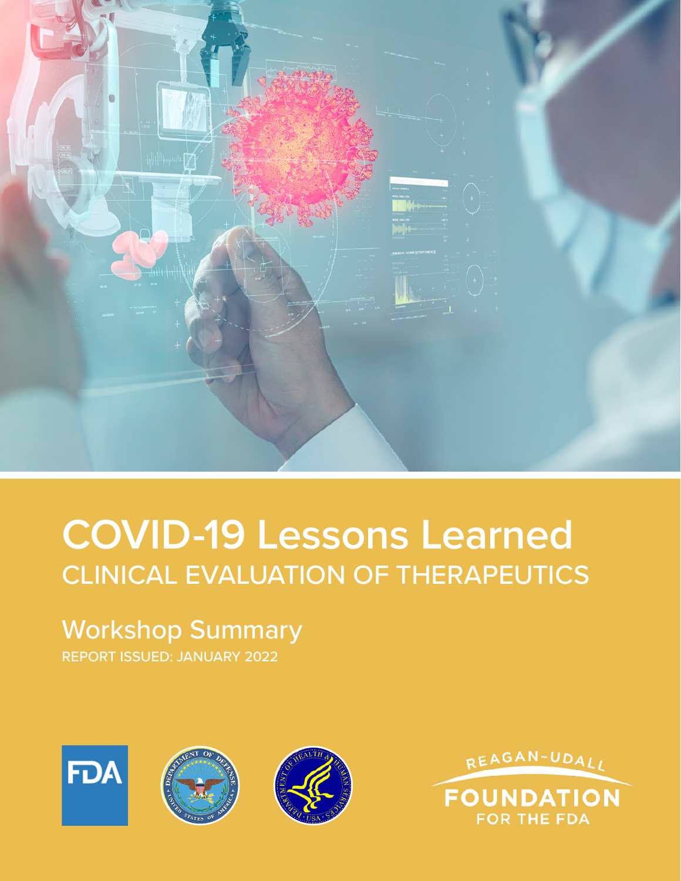# COVID-19 Lessons Learned

## CLINICAL EVALUATION OF THERAPEUTICS

### Workshop Summary

REPORT ISSUED: JANUARY 2022

FDA

REAGAN-UDALL FOUNDATION FOR THE FDA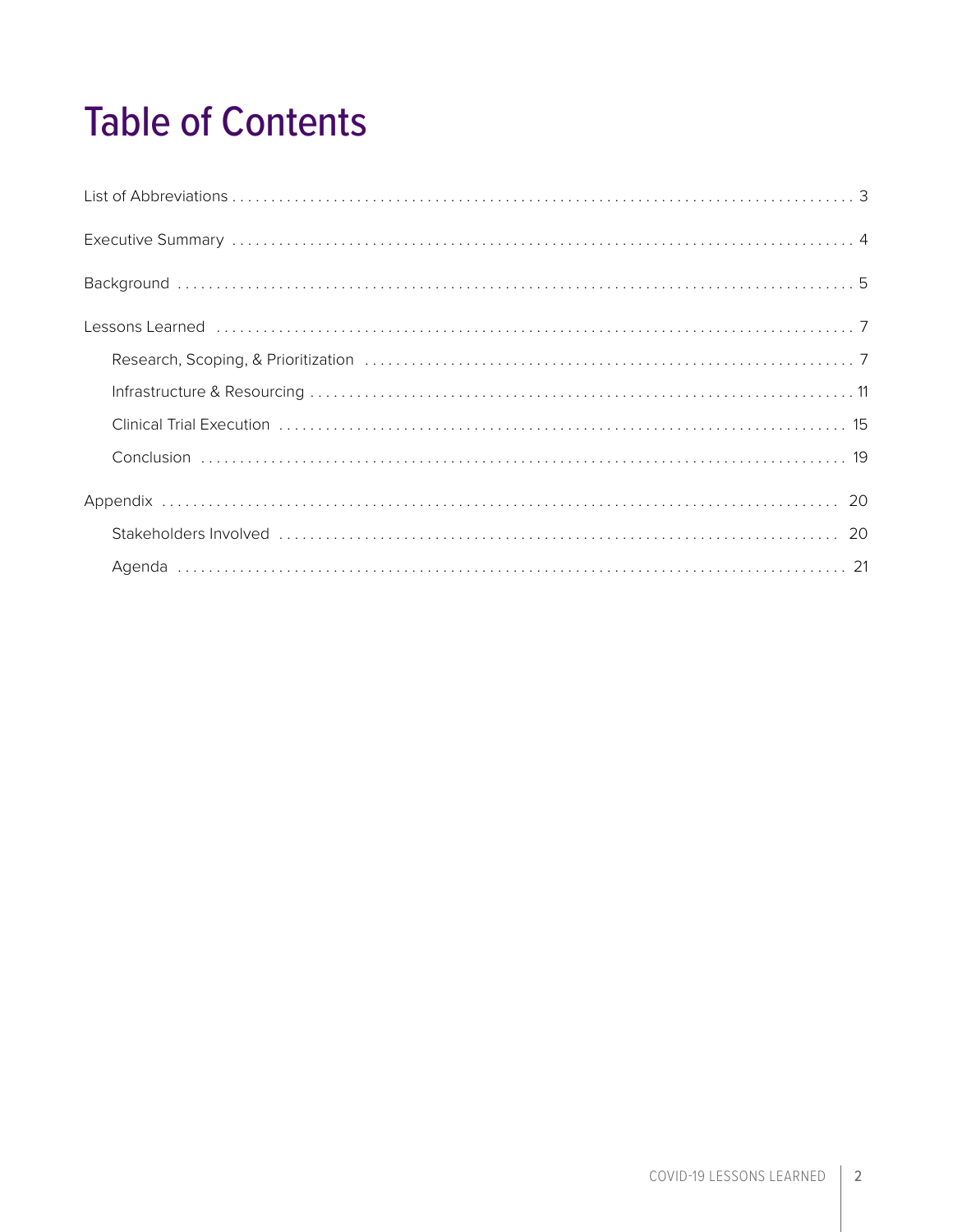# Table of Contents

List of Abbreviations . . . . . . . . . . . . . . . . . . . . . . . . . . . . . . . . . . . . . . . . . . . . . . . . . . . . . . . . . . . . . . . . . . . . . . . 3

Executive Summary . . . . . . . . . . . . . . . . . . . . . . . . . . . . . . . . . . . . . . . . . . . . . . . . . . . . . . . . . . . . . . . . . . . . . . . . 4

Background . . . . . . . . . . . . . . . . . . . . . . . . . . . . . . . . . . . . . . . . . . . . . . . . . . . . . . . . . . . . . . . . . . . . . . . . . . . . 5

Lessons Learned . . . . . . . . . . . . . . . . . . . . . . . . . . . . . . . . . . . . . . . . . . . . . . . . . . . . . . . . . . . . . . . . . . . . . . . . 7

- Research, Scoping, & Prioritization . . . . . . . . . . . . . . . . . . . . . . . . . . . . . . . . . . . . . . . . . . . . . . . . . . . . . . . . 7
- Infrastructure & Resourcing . . . . . . . . . . . . . . . . . . . . . . . . . . . . . . . . . . . . . . . . . . . . . . . . . . . . . . . . . . . . . . 11
- Clinical Trial Execution . . . . . . . . . . . . . . . . . . . . . . . . . . . . . . . . . . . . . . . . . . . . . . . . . . . . . . . . . . . . . . . . . 15
- Conclusion . . . . . . . . . . . . . . . . . . . . . . . . . . . . . . . . . . . . . . . . . . . . . . . . . . . . . . . . . . . . . . . . . . . . . . . . . . . 19

Appendix . . . . . . . . . . . . . . . . . . . . . . . . . . . . . . . . . . . . . . . . . . . . . . . . . . . . . . . . . . . . . . . . . . . . . . . . . . . . . 20

- Stakeholders Involved . . . . . . . . . . . . . . . . . . . . . . . . . . . . . . . . . . . . . . . . . . . . . . . . . . . . . . . . . . . . . . . . . . 20
- Agenda . . . . . . . . . . . . . . . . . . . . . . . . . . . . . . . . . . . . . . . . . . . . . . . . . . . . . . . . . . . . . . . . . . . . . . . . . . . . . 21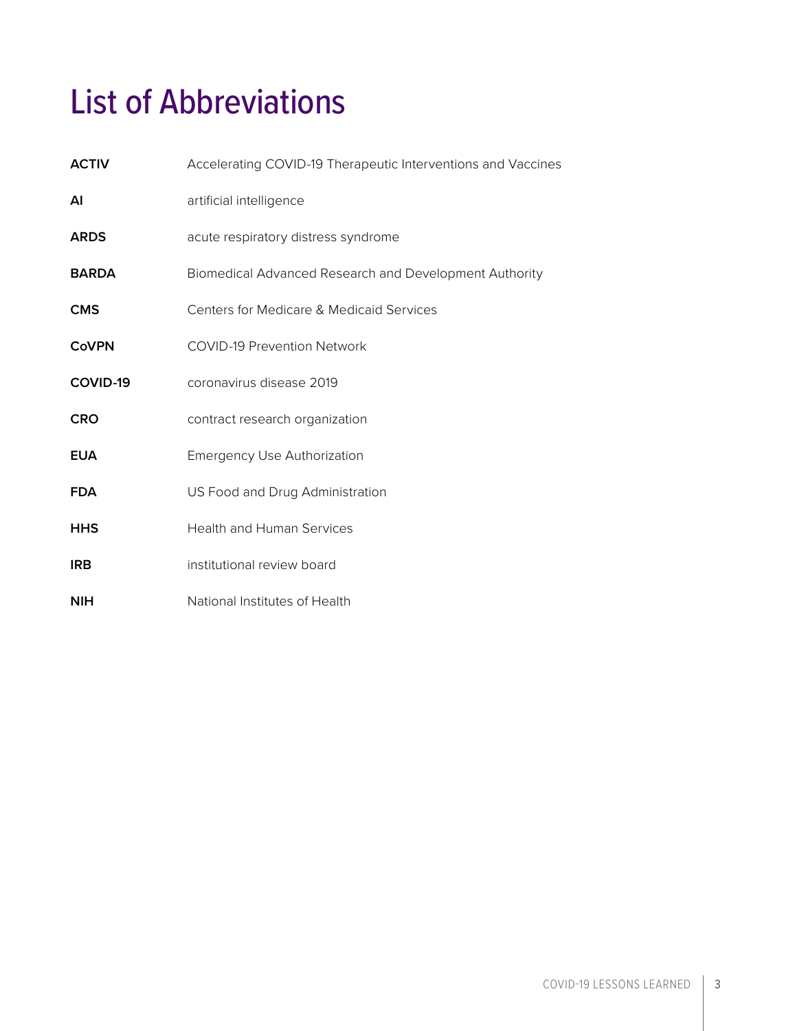# List of Abbreviations

| | |
|---|---|
| **ACTIV** | Accelerating COVID-19 Therapeutic Interventions and Vaccines |
| **AI** | artificial intelligence |
| **ARDS** | acute respiratory distress syndrome |
| **BARDA** | Biomedical Advanced Research and Development Authority |
| **CMS** | Centers for Medicare & Medicaid Services |
| **CoVPN** | COVID-19 Prevention Network |
| **COVID-19** | coronavirus disease 2019 |
| **CRO** | contract research organization |
| **EUA** | Emergency Use Authorization |
| **FDA** | US Food and Drug Administration |
| **HHS** | Health and Human Services |
| **IRB** | institutional review board |
| **NIH** | National Institutes of Health |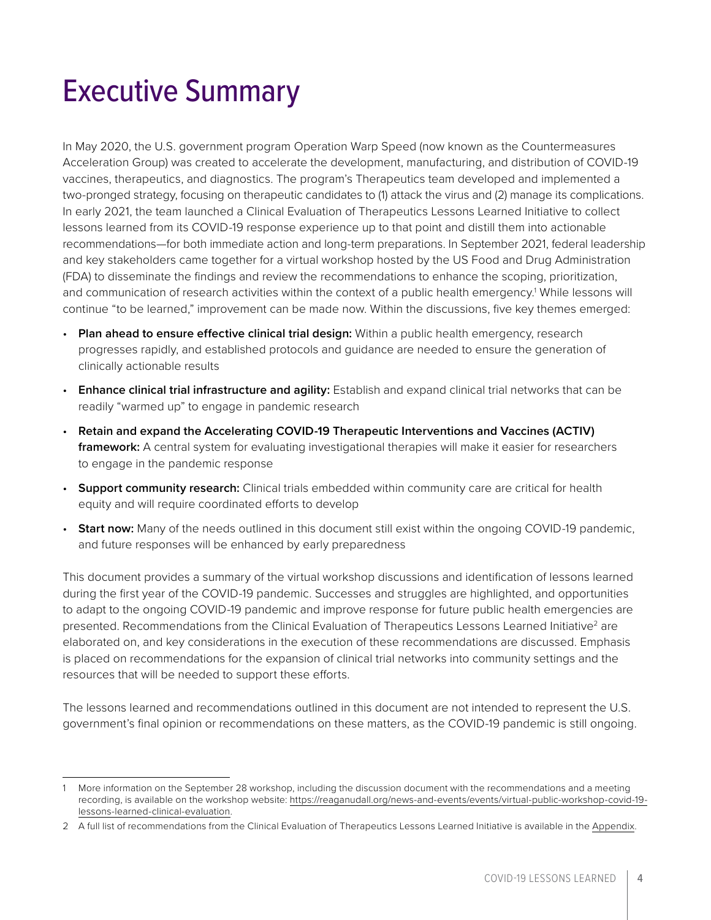# Executive Summary

In May 2020, the U.S. government program Operation Warp Speed (now known as the Countermeasures Acceleration Group) was created to accelerate the development, manufacturing, and distribution of COVID-19 vaccines, therapeutics, and diagnostics. The program's Therapeutics team developed and implemented a two-pronged strategy, focusing on therapeutic candidates to (1) attack the virus and (2) manage its complications. In early 2021, the team launched a Clinical Evaluation of Therapeutics Lessons Learned Initiative to collect lessons learned from its COVID-19 response experience up to that point and distill them into actionable recommendations—for both immediate action and long-term preparations. In September 2021, federal leadership and key stakeholders came together for a virtual workshop hosted by the US Food and Drug Administration (FDA) to disseminate the findings and review the recommendations to enhance the scoping, prioritization, and communication of research activities within the context of a public health emergency.[1] While lessons will continue "to be learned," improvement can be made now. Within the discussions, five key themes emerged:

- **Plan ahead to ensure effective clinical trial design:** Within a public health emergency, research progresses rapidly, and established protocols and guidance are needed to ensure the generation of clinically actionable results
- **Enhance clinical trial infrastructure and agility:** Establish and expand clinical trial networks that can be readily "warmed up" to engage in pandemic research
- **Retain and expand the Accelerating COVID-19 Therapeutic Interventions and Vaccines (ACTIV) framework:** A central system for evaluating investigational therapies will make it easier for researchers to engage in the pandemic response
- **Support community research:** Clinical trials embedded within community care are critical for health equity and will require coordinated efforts to develop
- **Start now:** Many of the needs outlined in this document still exist within the ongoing COVID-19 pandemic, and future responses will be enhanced by early preparedness

This document provides a summary of the virtual workshop discussions and identification of lessons learned during the first year of the COVID-19 pandemic. Successes and struggles are highlighted, and opportunities to adapt to the ongoing COVID-19 pandemic and improve response for future public health emergencies are presented. Recommendations from the Clinical Evaluation of Therapeutics Lessons Learned Initiative[2] are elaborated on, and key considerations in the execution of these recommendations are discussed. Emphasis is placed on recommendations for the expansion of clinical trial networks into community settings and the resources that will be needed to support these efforts.

The lessons learned and recommendations outlined in this document are not intended to represent the U.S. government's final opinion or recommendations on these matters, as the COVID-19 pandemic is still ongoing.

---

1 More information on the September 28 workshop, including the discussion document with the recommendations and a meeting recording, is available on the workshop website: https://reaganudall.org/news-and-events/events/virtual-public-workshop-covid-19-lessons-learned-clinical-evaluation.

2 A full list of recommendations from the Clinical Evaluation of Therapeutics Lessons Learned Initiative is available in the Appendix.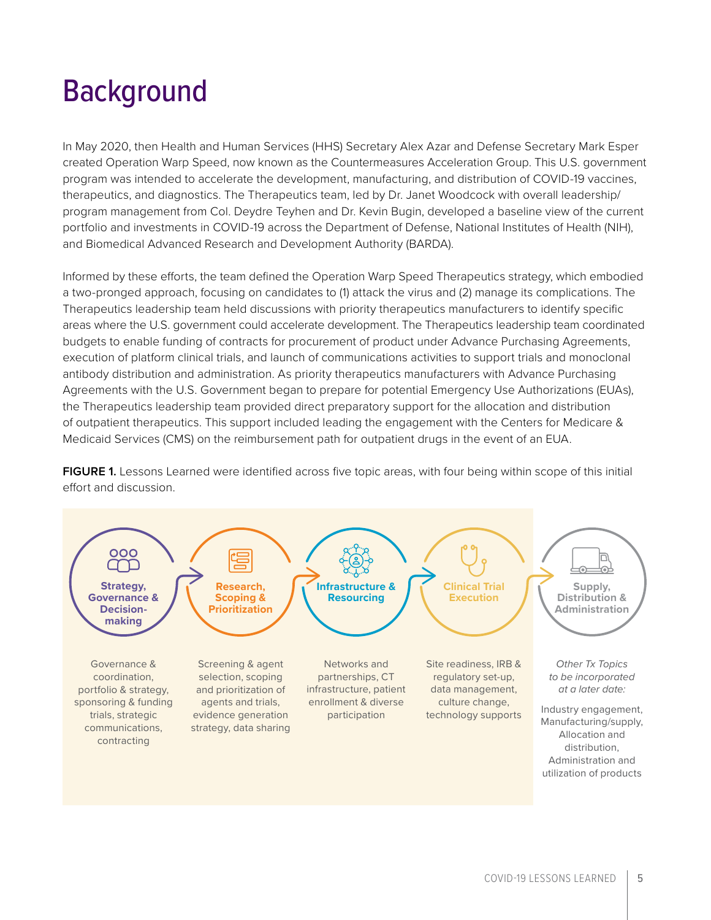# Background

In May 2020, then Health and Human Services (HHS) Secretary Alex Azar and Defense Secretary Mark Esper created Operation Warp Speed, now known as the Countermeasures Acceleration Group. This U.S. government program was intended to accelerate the development, manufacturing, and distribution of COVID-19 vaccines, therapeutics, and diagnostics. The Therapeutics team, led by Dr. Janet Woodcock with overall leadership/program management from Col. Deydre Teyhen and Dr. Kevin Bugin, developed a baseline view of the current portfolio and investments in COVID-19 across the Department of Defense, National Institutes of Health (NIH), and Biomedical Advanced Research and Development Authority (BARDA).

Informed by these efforts, the team defined the Operation Warp Speed Therapeutics strategy, which embodied a two-pronged approach, focusing on candidates to (1) attack the virus and (2) manage its complications. The Therapeutics leadership team held discussions with priority therapeutics manufacturers to identify specific areas where the U.S. government could accelerate development. The Therapeutics leadership team coordinated budgets to enable funding of contracts for procurement of product under Advance Purchasing Agreements, execution of platform clinical trials, and launch of communications activities to support trials and monoclonal antibody distribution and administration. As priority therapeutics manufacturers with Advance Purchasing Agreements with the U.S. Government began to prepare for potential Emergency Use Authorizations (EUAs), the Therapeutics leadership team provided direct preparatory support for the allocation and distribution of outpatient therapeutics. This support included leading the engagement with the Centers for Medicare & Medicaid Services (CMS) on the reimbursement path for outpatient drugs in the event of an EUA.

**FIGURE 1.** Lessons Learned were identified across five topic areas, with four being within scope of this initial effort and discussion.

**Strategy, Governance & Decision-making**
Governance & coordination, portfolio & strategy, sponsoring & funding trials, strategic communications, contracting

**Research, Scoping & Prioritization**
Screening & agent selection, scoping and prioritization of agents and trials, evidence generation strategy, data sharing

**Infrastructure & Resourcing**
Networks and partnerships, CT infrastructure, patient enrollment & diverse participation

**Clinical Trial Execution**
Site readiness, IRB & regulatory set-up, data management, culture change, technology supports

**Supply, Distribution & Administration**
*Other Tx Topics to be incorporated at a later date:*
Industry engagement, Manufacturing/supply, Allocation and distribution, Administration and utilization of products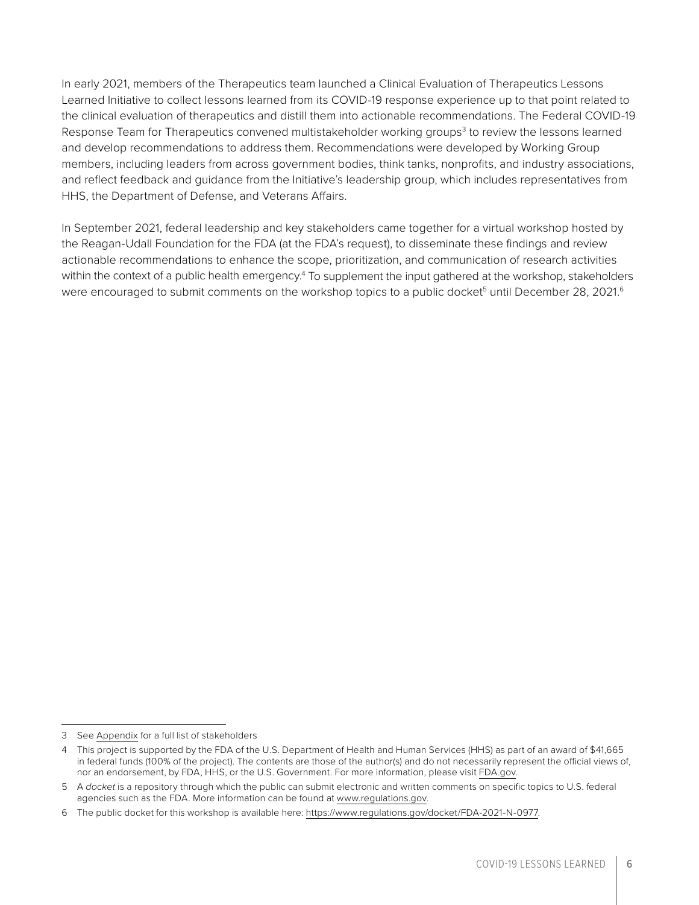In early 2021, members of the Therapeutics team launched a Clinical Evaluation of Therapeutics Lessons Learned Initiative to collect lessons learned from its COVID-19 response experience up to that point related to the clinical evaluation of therapeutics and distill them into actionable recommendations. The Federal COVID-19 Response Team for Therapeutics convened multistakeholder working groups[3] to review the lessons learned and develop recommendations to address them. Recommendations were developed by Working Group members, including leaders from across government bodies, think tanks, nonprofits, and industry associations, and reflect feedback and guidance from the Initiative's leadership group, which includes representatives from HHS, the Department of Defense, and Veterans Affairs.

In September 2021, federal leadership and key stakeholders came together for a virtual workshop hosted by the Reagan-Udall Foundation for the FDA (at the FDA's request), to disseminate these findings and review actionable recommendations to enhance the scope, prioritization, and communication of research activities within the context of a public health emergency.[4] To supplement the input gathered at the workshop, stakeholders were encouraged to submit comments on the workshop topics to a public docket[5] until December 28, 2021.[6]

---

3 See Appendix for a full list of stakeholders

4 This project is supported by the FDA of the U.S. Department of Health and Human Services (HHS) as part of an award of $41,665 in federal funds (100% of the project). The contents are those of the author(s) and do not necessarily represent the official views of, nor an endorsement, by FDA, HHS, or the U.S. Government. For more information, please visit FDA.gov.

5 A *docket* is a repository through which the public can submit electronic and written comments on specific topics to U.S. federal agencies such as the FDA. More information can be found at www.regulations.gov.

6 The public docket for this workshop is available here: https://www.regulations.gov/docket/FDA-2021-N-0977.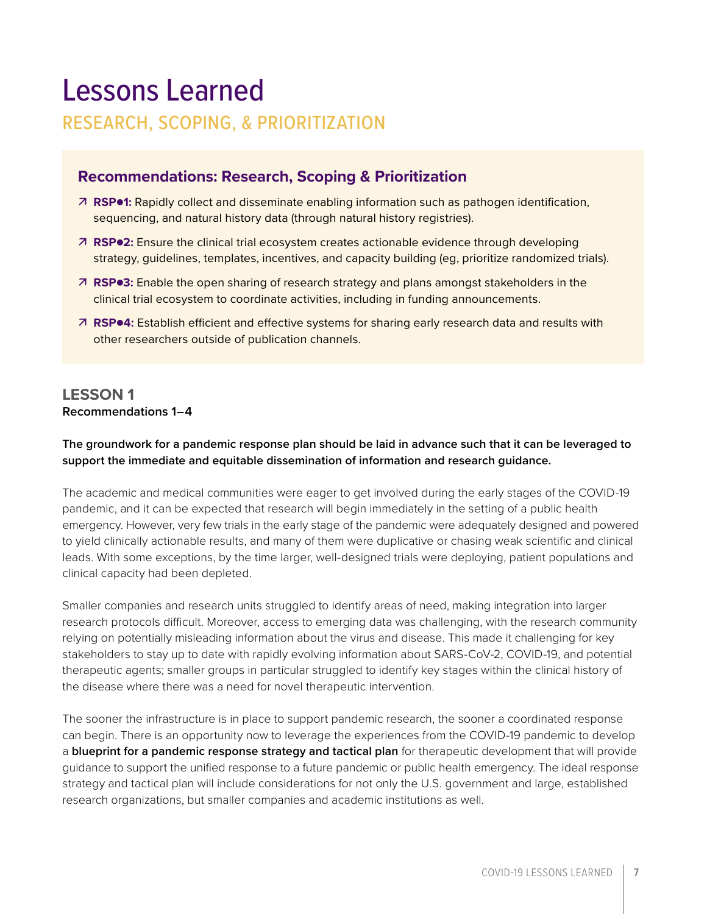# Lessons Learned

## RESEARCH, SCOPING, & PRIORITIZATION

### Recommendations: Research, Scoping & Prioritization

- ↗ **RSP•1:** Rapidly collect and disseminate enabling information such as pathogen identification, sequencing, and natural history data (through natural history registries).
- ↗ **RSP•2:** Ensure the clinical trial ecosystem creates actionable evidence through developing strategy, guidelines, templates, incentives, and capacity building (eg, prioritize randomized trials).
- ↗ **RSP•3:** Enable the open sharing of research strategy and plans amongst stakeholders in the clinical trial ecosystem to coordinate activities, including in funding announcements.
- ↗ **RSP•4:** Establish efficient and effective systems for sharing early research data and results with other researchers outside of publication channels.

### LESSON 1

**Recommendations 1–4**

**The groundwork for a pandemic response plan should be laid in advance such that it can be leveraged to support the immediate and equitable dissemination of information and research guidance.**

The academic and medical communities were eager to get involved during the early stages of the COVID-19 pandemic, and it can be expected that research will begin immediately in the setting of a public health emergency. However, very few trials in the early stage of the pandemic were adequately designed and powered to yield clinically actionable results, and many of them were duplicative or chasing weak scientific and clinical leads. With some exceptions, by the time larger, well-designed trials were deploying, patient populations and clinical capacity had been depleted.

Smaller companies and research units struggled to identify areas of need, making integration into larger research protocols difficult. Moreover, access to emerging data was challenging, with the research community relying on potentially misleading information about the virus and disease. This made it challenging for key stakeholders to stay up to date with rapidly evolving information about SARS-CoV-2, COVID-19, and potential therapeutic agents; smaller groups in particular struggled to identify key stages within the clinical history of the disease where there was a need for novel therapeutic intervention.

The sooner the infrastructure is in place to support pandemic research, the sooner a coordinated response can begin. There is an opportunity now to leverage the experiences from the COVID-19 pandemic to develop a **blueprint for a pandemic response strategy and tactical plan** for therapeutic development that will provide guidance to support the unified response to a future pandemic or public health emergency. The ideal response strategy and tactical plan will include considerations for not only the U.S. government and large, established research organizations, but smaller companies and academic institutions as well.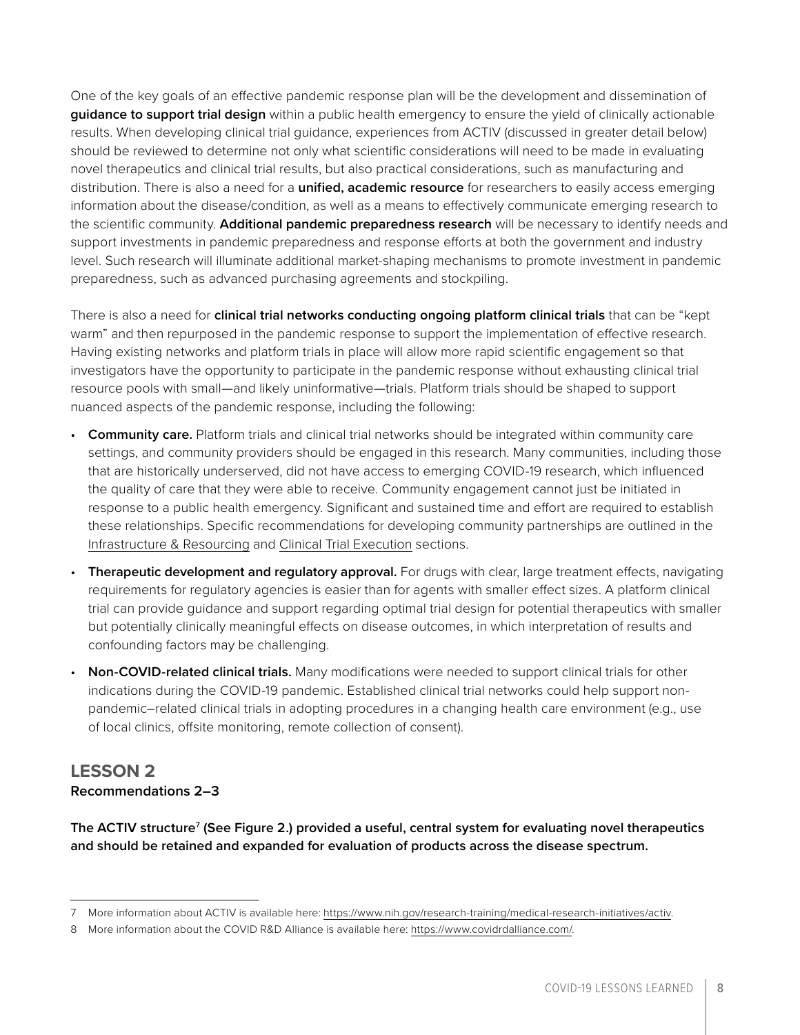One of the key goals of an effective pandemic response plan will be the development and dissemination of **guidance to support trial design** within a public health emergency to ensure the yield of clinically actionable results. When developing clinical trial guidance, experiences from ACTIV (discussed in greater detail below) should be reviewed to determine not only what scientific considerations will need to be made in evaluating novel therapeutics and clinical trial results, but also practical considerations, such as manufacturing and distribution. There is also a need for a **unified, academic resource** for researchers to easily access emerging information about the disease/condition, as well as a means to effectively communicate emerging research to the scientific community. **Additional pandemic preparedness research** will be necessary to identify needs and support investments in pandemic preparedness and response efforts at both the government and industry level. Such research will illuminate additional market-shaping mechanisms to promote investment in pandemic preparedness, such as advanced purchasing agreements and stockpiling.

There is also a need for **clinical trial networks conducting ongoing platform clinical trials** that can be "kept warm" and then repurposed in the pandemic response to support the implementation of effective research. Having existing networks and platform trials in place will allow more rapid scientific engagement so that investigators have the opportunity to participate in the pandemic response without exhausting clinical trial resource pools with small—and likely uninformative—trials. Platform trials should be shaped to support nuanced aspects of the pandemic response, including the following:

- **Community care.** Platform trials and clinical trial networks should be integrated within community care settings, and community providers should be engaged in this research. Many communities, including those that are historically underserved, did not have access to emerging COVID-19 research, which influenced the quality of care that they were able to receive. Community engagement cannot just be initiated in response to a public health emergency. Significant and sustained time and effort are required to establish these relationships. Specific recommendations for developing community partnerships are outlined in the Infrastructure & Resourcing and Clinical Trial Execution sections.
- **Therapeutic development and regulatory approval.** For drugs with clear, large treatment effects, navigating requirements for regulatory agencies is easier than for agents with smaller effect sizes. A platform clinical trial can provide guidance and support regarding optimal trial design for potential therapeutics with smaller but potentially clinically meaningful effects on disease outcomes, in which interpretation of results and confounding factors may be challenging.
- **Non-COVID-related clinical trials.** Many modifications were needed to support clinical trials for other indications during the COVID-19 pandemic. Established clinical trial networks could help support non-pandemic–related clinical trials in adopting procedures in a changing health care environment (e.g., use of local clinics, offsite monitoring, remote collection of consent).

## LESSON 2

**Recommendations 2–3**

**The ACTIV structure[7] (See Figure 2.) provided a useful, central system for evaluating novel therapeutics and should be retained and expanded for evaluation of products across the disease spectrum.**

---

7 More information about ACTIV is available here: https://www.nih.gov/research-training/medical-research-initiatives/activ.

8 More information about the COVID R&D Alliance is available here: https://www.covidrdalliance.com/.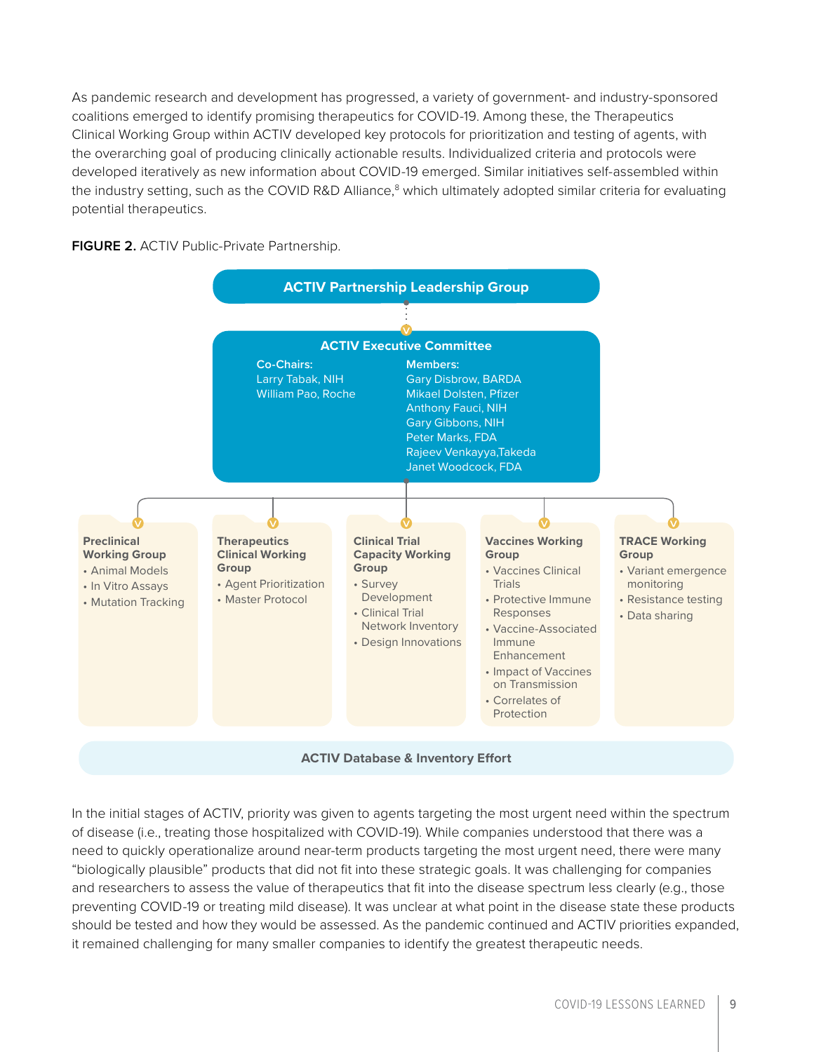As pandemic research and development has progressed, a variety of government- and industry-sponsored coalitions emerged to identify promising therapeutics for COVID-19. Among these, the Therapeutics Clinical Working Group within ACTIV developed key protocols for prioritization and testing of agents, with the overarching goal of producing clinically actionable results. Individualized criteria and protocols were developed iteratively as new information about COVID-19 emerged. Similar initiatives self-assembled within the industry setting, such as the COVID R&D Alliance,[8] which ultimately adopted similar criteria for evaluating potential therapeutics.

**FIGURE 2.** ACTIV Public-Private Partnership.

**ACTIV Partnership Leadership Group**

**ACTIV Executive Committee**

**Co-Chairs:**
Larry Tabak, NIH
William Pao, Roche

**Members:**
Gary Disbrow, BARDA
Mikael Dolsten, Pfizer
Anthony Fauci, NIH
Gary Gibbons, NIH
Peter Marks, FDA
Rajeev Venkayya,Takeda
Janet Woodcock, FDA

**Preclinical Working Group**
- Animal Models
- In Vitro Assays
- Mutation Tracking

**Therapeutics Clinical Working Group**
- Agent Prioritization
- Master Protocol

**Clinical Trial Capacity Working Group**
- Survey Development
- Clinical Trial Network Inventory
- Design Innovations

**Vaccines Working Group**
- Vaccines Clinical Trials
- Protective Immune Responses
- Vaccine-Associated Immune Enhancement
- Impact of Vaccines on Transmission
- Correlates of Protection

**TRACE Working Group**
- Variant emergence monitoring
- Resistance testing
- Data sharing

**ACTIV Database & Inventory Effort**

In the initial stages of ACTIV, priority was given to agents targeting the most urgent need within the spectrum of disease (i.e., treating those hospitalized with COVID-19). While companies understood that there was a need to quickly operationalize around near-term products targeting the most urgent need, there were many "biologically plausible" products that did not fit into these strategic goals. It was challenging for companies and researchers to assess the value of therapeutics that fit into the disease spectrum less clearly (e.g., those preventing COVID-19 or treating mild disease). It was unclear at what point in the disease state these products should be tested and how they would be assessed. As the pandemic continued and ACTIV priorities expanded, it remained challenging for many smaller companies to identify the greatest therapeutic needs.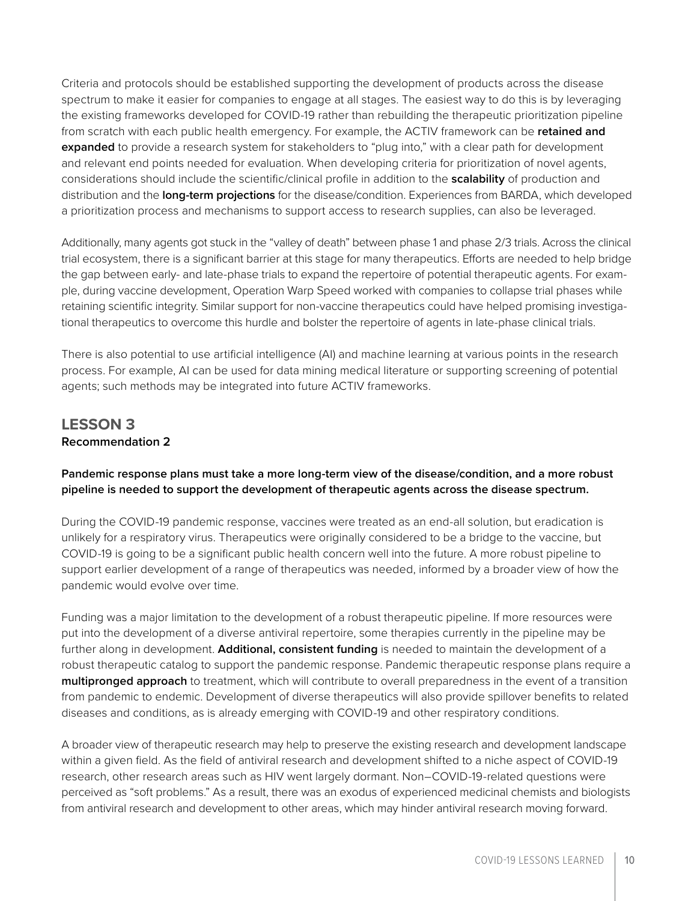Criteria and protocols should be established supporting the development of products across the disease spectrum to make it easier for companies to engage at all stages. The easiest way to do this is by leveraging the existing frameworks developed for COVID-19 rather than rebuilding the therapeutic prioritization pipeline from scratch with each public health emergency. For example, the ACTIV framework can be **retained and expanded** to provide a research system for stakeholders to "plug into," with a clear path for development and relevant end points needed for evaluation. When developing criteria for prioritization of novel agents, considerations should include the scientific/clinical profile in addition to the **scalability** of production and distribution and the **long-term projections** for the disease/condition. Experiences from BARDA, which developed a prioritization process and mechanisms to support access to research supplies, can also be leveraged.

Additionally, many agents got stuck in the "valley of death" between phase 1 and phase 2/3 trials. Across the clinical trial ecosystem, there is a significant barrier at this stage for many therapeutics. Efforts are needed to help bridge the gap between early- and late-phase trials to expand the repertoire of potential therapeutic agents. For example, during vaccine development, Operation Warp Speed worked with companies to collapse trial phases while retaining scientific integrity. Similar support for non-vaccine therapeutics could have helped promising investigational therapeutics to overcome this hurdle and bolster the repertoire of agents in late-phase clinical trials.

There is also potential to use artificial intelligence (AI) and machine learning at various points in the research process. For example, AI can be used for data mining medical literature or supporting screening of potential agents; such methods may be integrated into future ACTIV frameworks.

## LESSON 3

**Recommendation 2**

**Pandemic response plans must take a more long-term view of the disease/condition, and a more robust pipeline is needed to support the development of therapeutic agents across the disease spectrum.**

During the COVID-19 pandemic response, vaccines were treated as an end-all solution, but eradication is unlikely for a respiratory virus. Therapeutics were originally considered to be a bridge to the vaccine, but COVID-19 is going to be a significant public health concern well into the future. A more robust pipeline to support earlier development of a range of therapeutics was needed, informed by a broader view of how the pandemic would evolve over time.

Funding was a major limitation to the development of a robust therapeutic pipeline. If more resources were put into the development of a diverse antiviral repertoire, some therapies currently in the pipeline may be further along in development. **Additional, consistent funding** is needed to maintain the development of a robust therapeutic catalog to support the pandemic response. Pandemic therapeutic response plans require a **multipronged approach** to treatment, which will contribute to overall preparedness in the event of a transition from pandemic to endemic. Development of diverse therapeutics will also provide spillover benefits to related diseases and conditions, as is already emerging with COVID-19 and other respiratory conditions.

A broader view of therapeutic research may help to preserve the existing research and development landscape within a given field. As the field of antiviral research and development shifted to a niche aspect of COVID-19 research, other research areas such as HIV went largely dormant. Non–COVID-19-related questions were perceived as "soft problems." As a result, there was an exodus of experienced medicinal chemists and biologists from antiviral research and development to other areas, which may hinder antiviral research moving forward.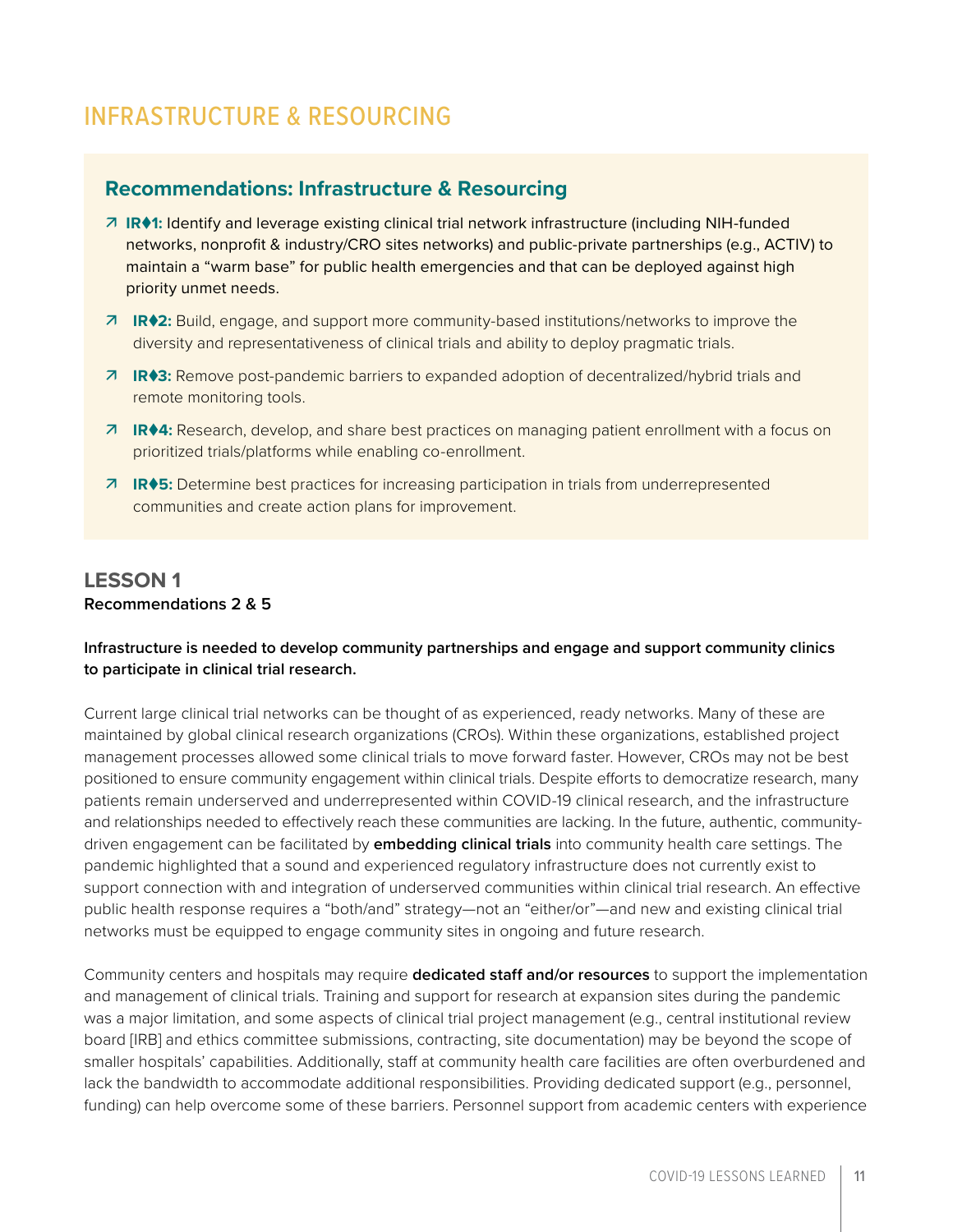# INFRASTRUCTURE & RESOURCING

## Recommendations: Infrastructure & Resourcing

- ↗ **IR♦1:** Identify and leverage existing clinical trial network infrastructure (including NIH-funded networks, nonprofit & industry/CRO sites networks) and public-private partnerships (e.g., ACTIV) to maintain a “warm base” for public health emergencies and that can be deployed against high priority unmet needs.
- ↗ **IR♦2:** Build, engage, and support more community-based institutions/networks to improve the diversity and representativeness of clinical trials and ability to deploy pragmatic trials.
- ↗ **IR♦3:** Remove post-pandemic barriers to expanded adoption of decentralized/hybrid trials and remote monitoring tools.
- ↗ **IR♦4:** Research, develop, and share best practices on managing patient enrollment with a focus on prioritized trials/platforms while enabling co-enrollment.
- ↗ **IR♦5:** Determine best practices for increasing participation in trials from underrepresented communities and create action plans for improvement.

## LESSON 1

**Recommendations 2 & 5**

**Infrastructure is needed to develop community partnerships and engage and support community clinics to participate in clinical trial research.**

Current large clinical trial networks can be thought of as experienced, ready networks. Many of these are maintained by global clinical research organizations (CROs). Within these organizations, established project management processes allowed some clinical trials to move forward faster. However, CROs may not be best positioned to ensure community engagement within clinical trials. Despite efforts to democratize research, many patients remain underserved and underrepresented within COVID-19 clinical research, and the infrastructure and relationships needed to effectively reach these communities are lacking. In the future, authentic, community-driven engagement can be facilitated by **embedding clinical trials** into community health care settings. The pandemic highlighted that a sound and experienced regulatory infrastructure does not currently exist to support connection with and integration of underserved communities within clinical trial research. An effective public health response requires a “both/and” strategy—not an “either/or”—and new and existing clinical trial networks must be equipped to engage community sites in ongoing and future research.

Community centers and hospitals may require **dedicated staff and/or resources** to support the implementation and management of clinical trials. Training and support for research at expansion sites during the pandemic was a major limitation, and some aspects of clinical trial project management (e.g., central institutional review board [IRB] and ethics committee submissions, contracting, site documentation) may be beyond the scope of smaller hospitals’ capabilities. Additionally, staff at community health care facilities are often overburdened and lack the bandwidth to accommodate additional responsibilities. Providing dedicated support (e.g., personnel, funding) can help overcome some of these barriers. Personnel support from academic centers with experience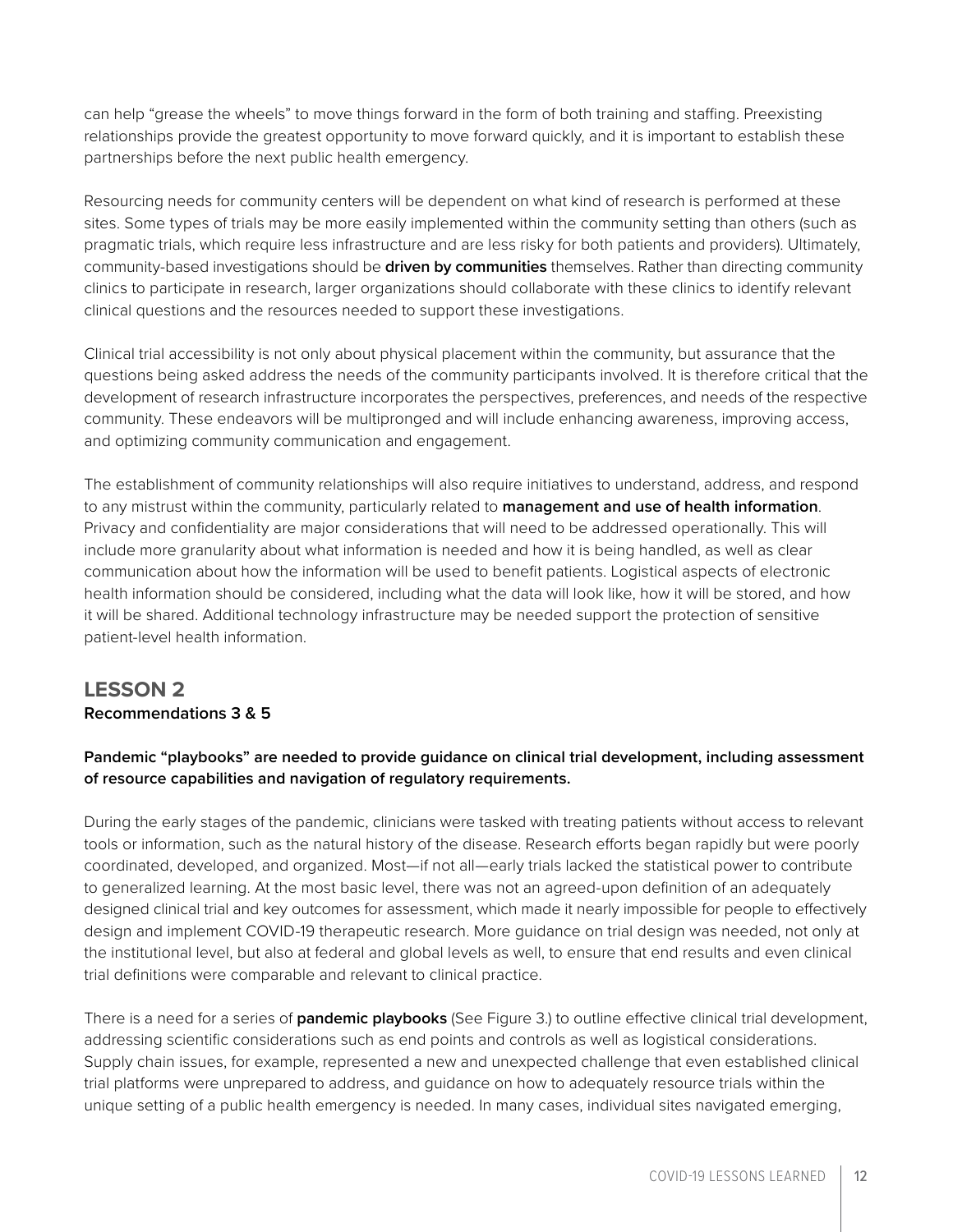can help "grease the wheels" to move things forward in the form of both training and staffing. Preexisting relationships provide the greatest opportunity to move forward quickly, and it is important to establish these partnerships before the next public health emergency.

Resourcing needs for community centers will be dependent on what kind of research is performed at these sites. Some types of trials may be more easily implemented within the community setting than others (such as pragmatic trials, which require less infrastructure and are less risky for both patients and providers). Ultimately, community-based investigations should be **driven by communities** themselves. Rather than directing community clinics to participate in research, larger organizations should collaborate with these clinics to identify relevant clinical questions and the resources needed to support these investigations.

Clinical trial accessibility is not only about physical placement within the community, but assurance that the questions being asked address the needs of the community participants involved. It is therefore critical that the development of research infrastructure incorporates the perspectives, preferences, and needs of the respective community. These endeavors will be multipronged and will include enhancing awareness, improving access, and optimizing community communication and engagement.

The establishment of community relationships will also require initiatives to understand, address, and respond to any mistrust within the community, particularly related to **management and use of health information**. Privacy and confidentiality are major considerations that will need to be addressed operationally. This will include more granularity about what information is needed and how it is being handled, as well as clear communication about how the information will be used to benefit patients. Logistical aspects of electronic health information should be considered, including what the data will look like, how it will be stored, and how it will be shared. Additional technology infrastructure may be needed support the protection of sensitive patient-level health information.

## LESSON 2

**Recommendations 3 & 5**

**Pandemic "playbooks" are needed to provide guidance on clinical trial development, including assessment of resource capabilities and navigation of regulatory requirements.**

During the early stages of the pandemic, clinicians were tasked with treating patients without access to relevant tools or information, such as the natural history of the disease. Research efforts began rapidly but were poorly coordinated, developed, and organized. Most—if not all—early trials lacked the statistical power to contribute to generalized learning. At the most basic level, there was not an agreed-upon definition of an adequately designed clinical trial and key outcomes for assessment, which made it nearly impossible for people to effectively design and implement COVID-19 therapeutic research. More guidance on trial design was needed, not only at the institutional level, but also at federal and global levels as well, to ensure that end results and even clinical trial definitions were comparable and relevant to clinical practice.

There is a need for a series of **pandemic playbooks** (See Figure 3.) to outline effective clinical trial development, addressing scientific considerations such as end points and controls as well as logistical considerations. Supply chain issues, for example, represented a new and unexpected challenge that even established clinical trial platforms were unprepared to address, and guidance on how to adequately resource trials within the unique setting of a public health emergency is needed. In many cases, individual sites navigated emerging,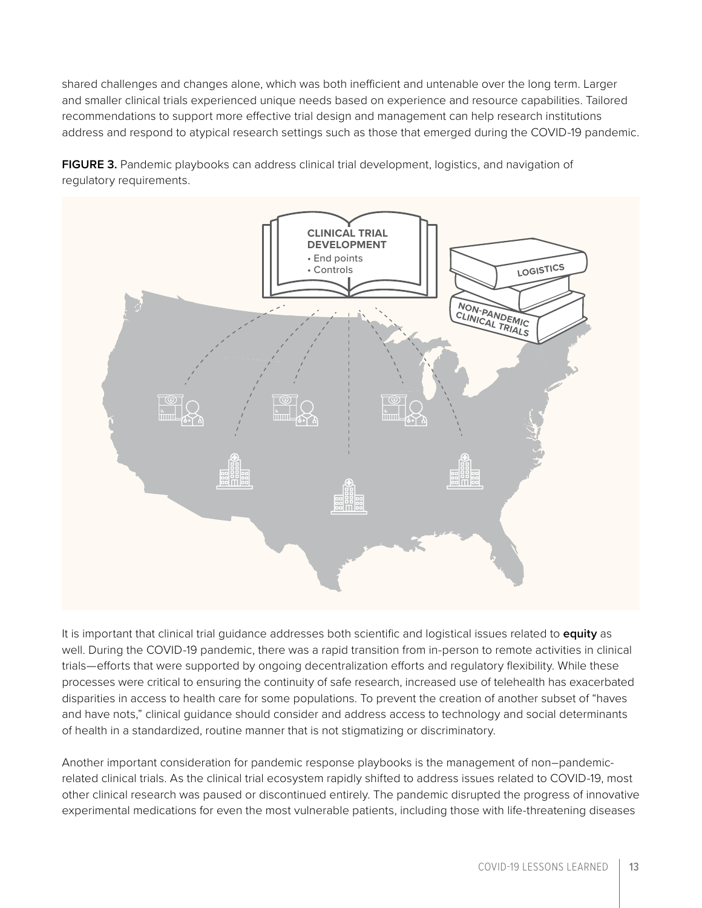shared challenges and changes alone, which was both inefficient and untenable over the long term. Larger and smaller clinical trials experienced unique needs based on experience and resource capabilities. Tailored recommendations to support more effective trial design and management can help research institutions address and respond to atypical research settings such as those that emerged during the COVID-19 pandemic.

**FIGURE 3.** Pandemic playbooks can address clinical trial development, logistics, and navigation of regulatory requirements.

**CLINICAL TRIAL DEVELOPMENT**
- End points
- Controls

**LOGISTICS**

**NON-PANDEMIC CLINICAL TRIALS**

It is important that clinical trial guidance addresses both scientific and logistical issues related to **equity** as well. During the COVID-19 pandemic, there was a rapid transition from in-person to remote activities in clinical trials—efforts that were supported by ongoing decentralization efforts and regulatory flexibility. While these processes were critical to ensuring the continuity of safe research, increased use of telehealth has exacerbated disparities in access to health care for some populations. To prevent the creation of another subset of "haves and have nots," clinical guidance should consider and address access to technology and social determinants of health in a standardized, routine manner that is not stigmatizing or discriminatory.

Another important consideration for pandemic response playbooks is the management of non–pandemic-related clinical trials. As the clinical trial ecosystem rapidly shifted to address issues related to COVID-19, most other clinical research was paused or discontinued entirely. The pandemic disrupted the progress of innovative experimental medications for even the most vulnerable patients, including those with life-threatening diseases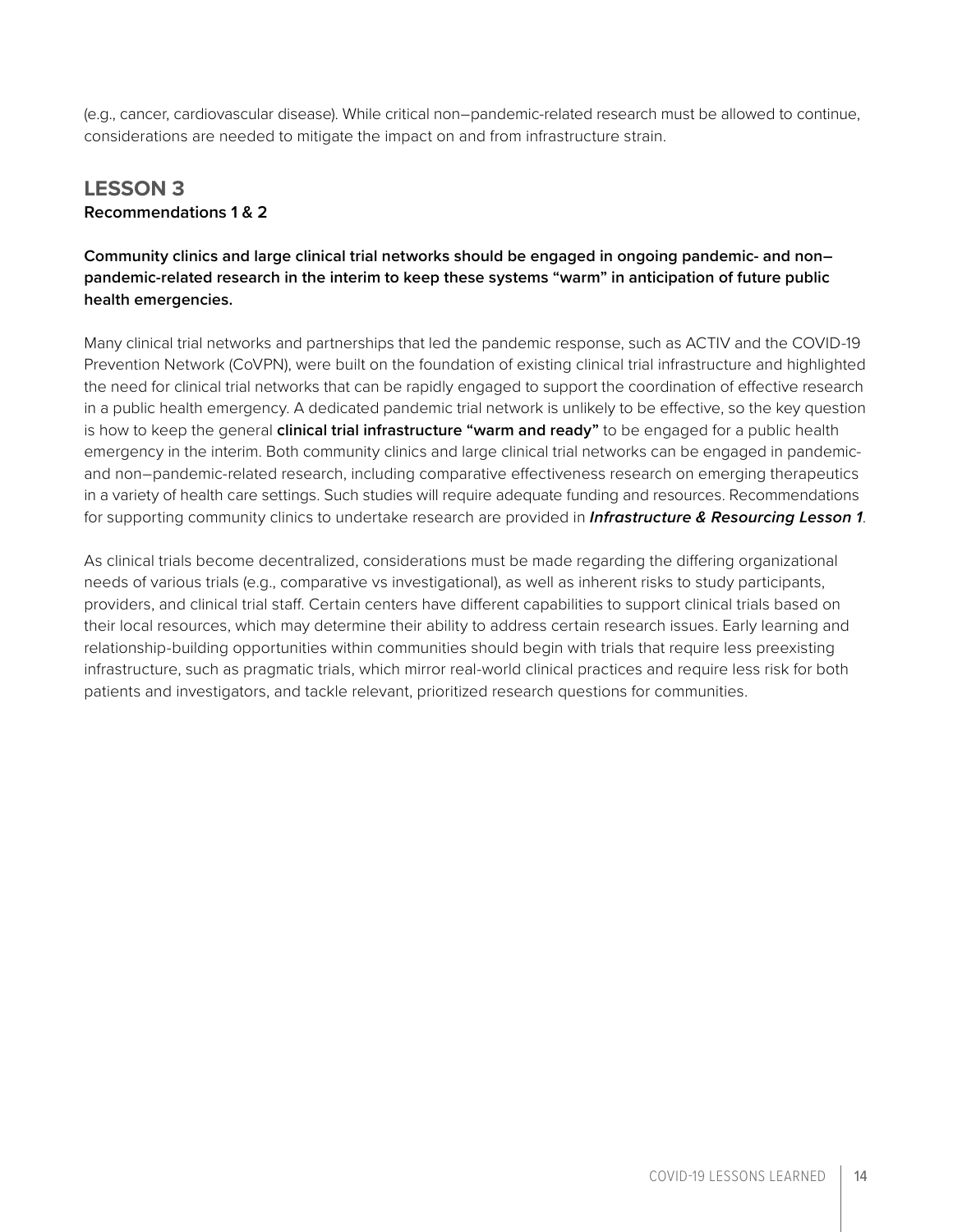(e.g., cancer, cardiovascular disease). While critical non–pandemic-related research must be allowed to continue, considerations are needed to mitigate the impact on and from infrastructure strain.

## LESSON 3

**Recommendations 1 & 2**

**Community clinics and large clinical trial networks should be engaged in ongoing pandemic- and non–pandemic-related research in the interim to keep these systems "warm" in anticipation of future public health emergencies.**

Many clinical trial networks and partnerships that led the pandemic response, such as ACTIV and the COVID-19 Prevention Network (CoVPN), were built on the foundation of existing clinical trial infrastructure and highlighted the need for clinical trial networks that can be rapidly engaged to support the coordination of effective research in a public health emergency. A dedicated pandemic trial network is unlikely to be effective, so the key question is how to keep the general **clinical trial infrastructure "warm and ready"** to be engaged for a public health emergency in the interim. Both community clinics and large clinical trial networks can be engaged in pandemic- and non–pandemic-related research, including comparative effectiveness research on emerging therapeutics in a variety of health care settings. Such studies will require adequate funding and resources. Recommendations for supporting community clinics to undertake research are provided in ***Infrastructure & Resourcing Lesson 1***.

As clinical trials become decentralized, considerations must be made regarding the differing organizational needs of various trials (e.g., comparative vs investigational), as well as inherent risks to study participants, providers, and clinical trial staff. Certain centers have different capabilities to support clinical trials based on their local resources, which may determine their ability to address certain research issues. Early learning and relationship-building opportunities within communities should begin with trials that require less preexisting infrastructure, such as pragmatic trials, which mirror real-world clinical practices and require less risk for both patients and investigators, and tackle relevant, prioritized research questions for communities.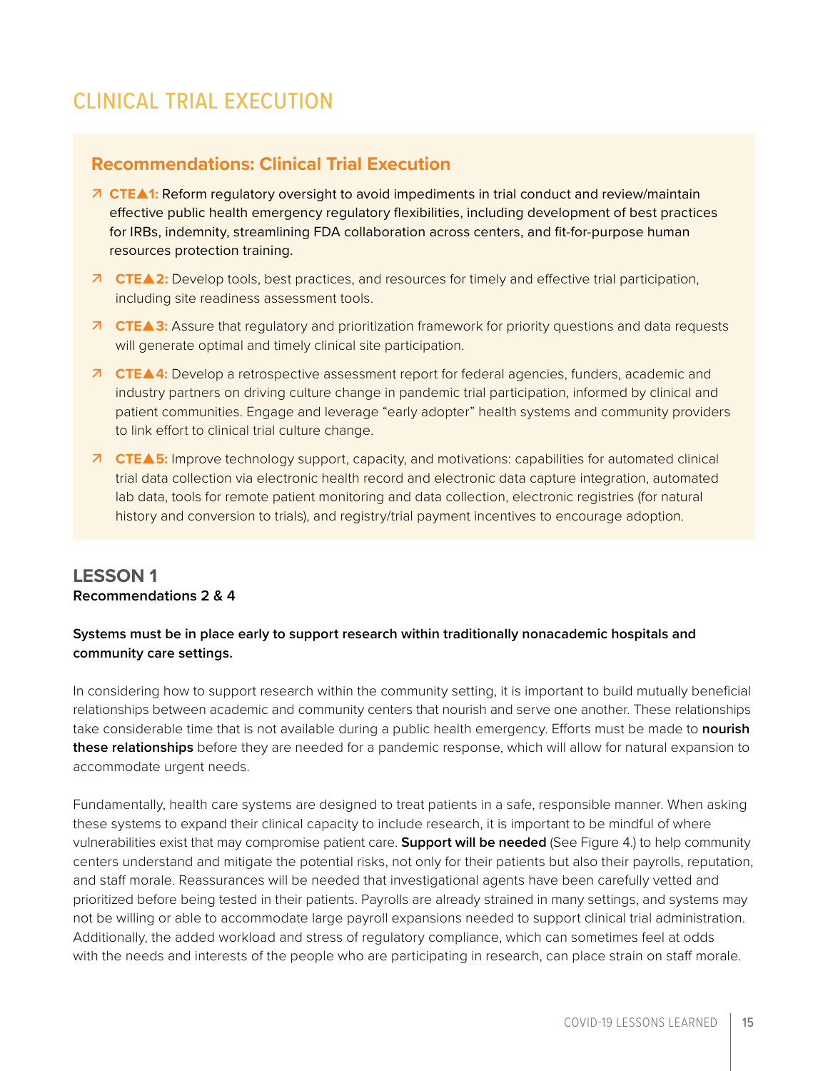# CLINICAL TRIAL EXECUTION

## Recommendations: Clinical Trial Execution

- ↗ **CTE▲1:** Reform regulatory oversight to avoid impediments in trial conduct and review/maintain effective public health emergency regulatory flexibilities, including development of best practices for IRBs, indemnity, streamlining FDA collaboration across centers, and fit-for-purpose human resources protection training.
- ↗ **CTE▲2:** Develop tools, best practices, and resources for timely and effective trial participation, including site readiness assessment tools.
- ↗ **CTE▲3:** Assure that regulatory and prioritization framework for priority questions and data requests will generate optimal and timely clinical site participation.
- ↗ **CTE▲4:** Develop a retrospective assessment report for federal agencies, funders, academic and industry partners on driving culture change in pandemic trial participation, informed by clinical and patient communities. Engage and leverage "early adopter" health systems and community providers to link effort to clinical trial culture change.
- ↗ **CTE▲5:** Improve technology support, capacity, and motivations: capabilities for automated clinical trial data collection via electronic health record and electronic data capture integration, automated lab data, tools for remote patient monitoring and data collection, electronic registries (for natural history and conversion to trials), and registry/trial payment incentives to encourage adoption.

## LESSON 1

**Recommendations 2 & 4**

**Systems must be in place early to support research within traditionally nonacademic hospitals and community care settings.**

In considering how to support research within the community setting, it is important to build mutually beneficial relationships between academic and community centers that nourish and serve one another. These relationships take considerable time that is not available during a public health emergency. Efforts must be made to **nourish these relationships** before they are needed for a pandemic response, which will allow for natural expansion to accommodate urgent needs.

Fundamentally, health care systems are designed to treat patients in a safe, responsible manner. When asking these systems to expand their clinical capacity to include research, it is important to be mindful of where vulnerabilities exist that may compromise patient care. **Support will be needed** (See Figure 4.) to help community centers understand and mitigate the potential risks, not only for their patients but also their payrolls, reputation, and staff morale. Reassurances will be needed that investigational agents have been carefully vetted and prioritized before being tested in their patients. Payrolls are already strained in many settings, and systems may not be willing or able to accommodate large payroll expansions needed to support clinical trial administration. Additionally, the added workload and stress of regulatory compliance, which can sometimes feel at odds with the needs and interests of the people who are participating in research, can place strain on staff morale.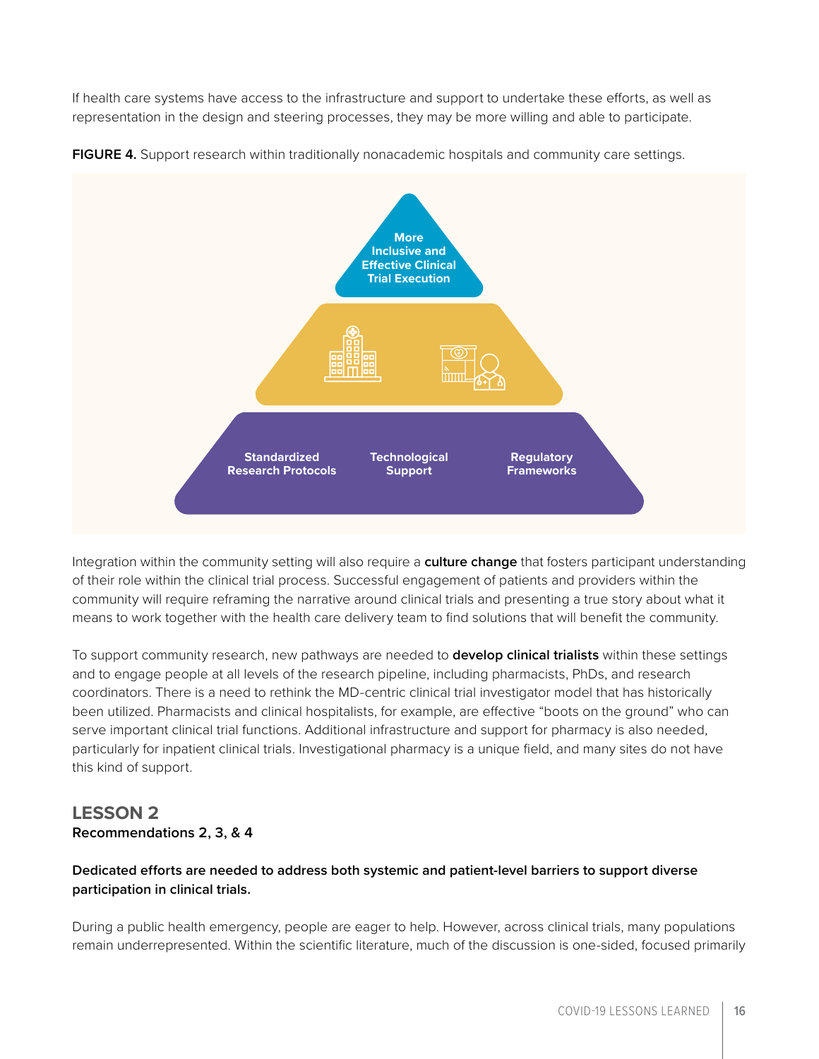If health care systems have access to the infrastructure and support to undertake these efforts, as well as representation in the design and steering processes, they may be more willing and able to participate.

**FIGURE 4.** Support research within traditionally nonacademic hospitals and community care settings.

More Inclusive and Effective Clinical Trial Execution

Standardized Research Protocols | Technological Support | Regulatory Frameworks

Integration within the community setting will also require a **culture change** that fosters participant understanding of their role within the clinical trial process. Successful engagement of patients and providers within the community will require reframing the narrative around clinical trials and presenting a true story about what it means to work together with the health care delivery team to find solutions that will benefit the community.

To support community research, new pathways are needed to **develop clinical trialists** within these settings and to engage people at all levels of the research pipeline, including pharmacists, PhDs, and research coordinators. There is a need to rethink the MD-centric clinical trial investigator model that has historically been utilized. Pharmacists and clinical hospitalists, for example, are effective "boots on the ground" who can serve important clinical trial functions. Additional infrastructure and support for pharmacy is also needed, particularly for inpatient clinical trials. Investigational pharmacy is a unique field, and many sites do not have this kind of support.

## LESSON 2

**Recommendations 2, 3, & 4**

**Dedicated efforts are needed to address both systemic and patient-level barriers to support diverse participation in clinical trials.**

During a public health emergency, people are eager to help. However, across clinical trials, many populations remain underrepresented. Within the scientific literature, much of the discussion is one-sided, focused primarily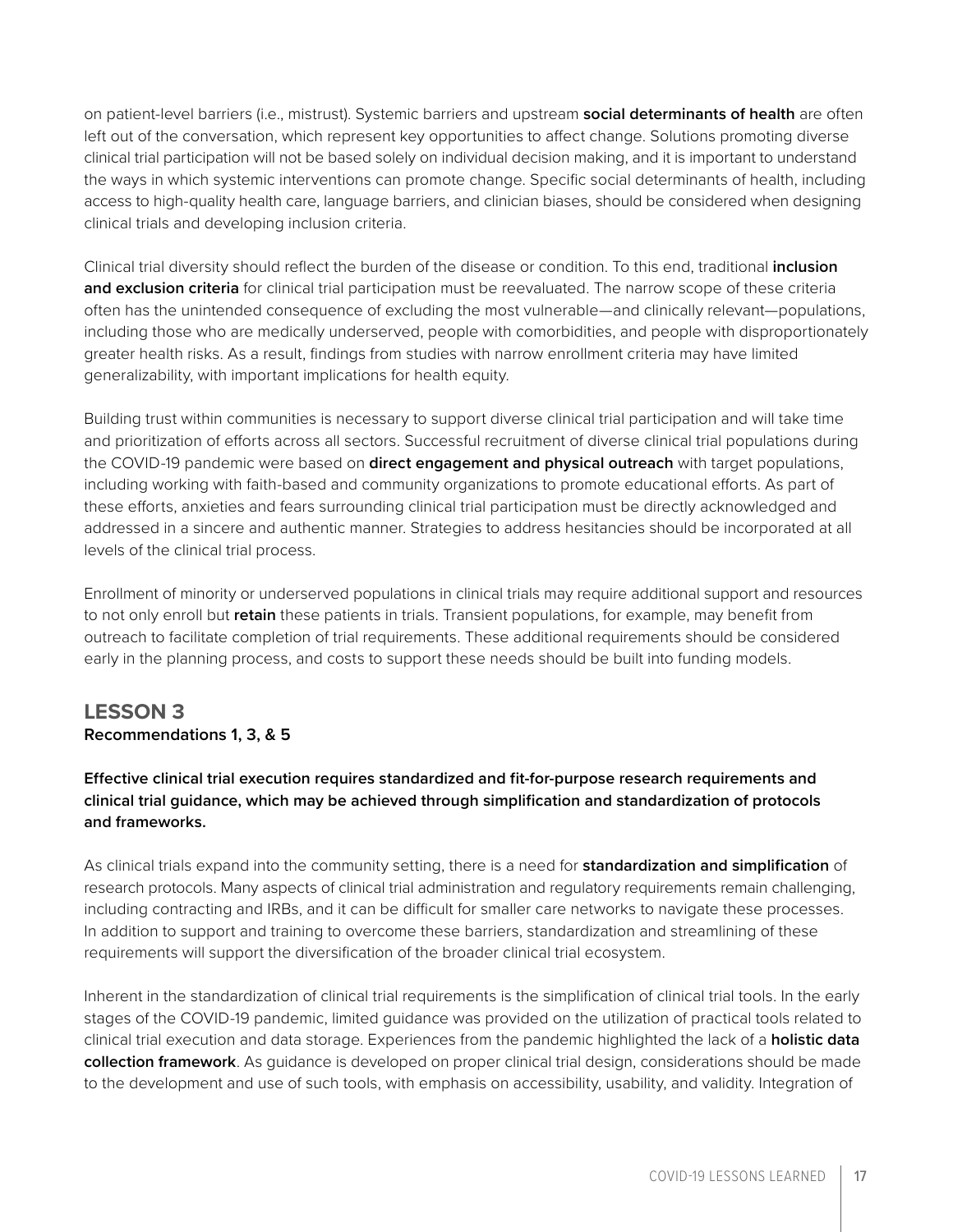on patient-level barriers (i.e., mistrust). Systemic barriers and upstream **social determinants of health** are often left out of the conversation, which represent key opportunities to affect change. Solutions promoting diverse clinical trial participation will not be based solely on individual decision making, and it is important to understand the ways in which systemic interventions can promote change. Specific social determinants of health, including access to high-quality health care, language barriers, and clinician biases, should be considered when designing clinical trials and developing inclusion criteria.

Clinical trial diversity should reflect the burden of the disease or condition. To this end, traditional **inclusion and exclusion criteria** for clinical trial participation must be reevaluated. The narrow scope of these criteria often has the unintended consequence of excluding the most vulnerable—and clinically relevant—populations, including those who are medically underserved, people with comorbidities, and people with disproportionately greater health risks. As a result, findings from studies with narrow enrollment criteria may have limited generalizability, with important implications for health equity.

Building trust within communities is necessary to support diverse clinical trial participation and will take time and prioritization of efforts across all sectors. Successful recruitment of diverse clinical trial populations during the COVID-19 pandemic were based on **direct engagement and physical outreach** with target populations, including working with faith-based and community organizations to promote educational efforts. As part of these efforts, anxieties and fears surrounding clinical trial participation must be directly acknowledged and addressed in a sincere and authentic manner. Strategies to address hesitancies should be incorporated at all levels of the clinical trial process.

Enrollment of minority or underserved populations in clinical trials may require additional support and resources to not only enroll but **retain** these patients in trials. Transient populations, for example, may benefit from outreach to facilitate completion of trial requirements. These additional requirements should be considered early in the planning process, and costs to support these needs should be built into funding models.

## LESSON 3

**Recommendations 1, 3, & 5**

**Effective clinical trial execution requires standardized and fit-for-purpose research requirements and clinical trial guidance, which may be achieved through simplification and standardization of protocols and frameworks.**

As clinical trials expand into the community setting, there is a need for **standardization and simplification** of research protocols. Many aspects of clinical trial administration and regulatory requirements remain challenging, including contracting and IRBs, and it can be difficult for smaller care networks to navigate these processes. In addition to support and training to overcome these barriers, standardization and streamlining of these requirements will support the diversification of the broader clinical trial ecosystem.

Inherent in the standardization of clinical trial requirements is the simplification of clinical trial tools. In the early stages of the COVID-19 pandemic, limited guidance was provided on the utilization of practical tools related to clinical trial execution and data storage. Experiences from the pandemic highlighted the lack of a **holistic data collection framework**. As guidance is developed on proper clinical trial design, considerations should be made to the development and use of such tools, with emphasis on accessibility, usability, and validity. Integration of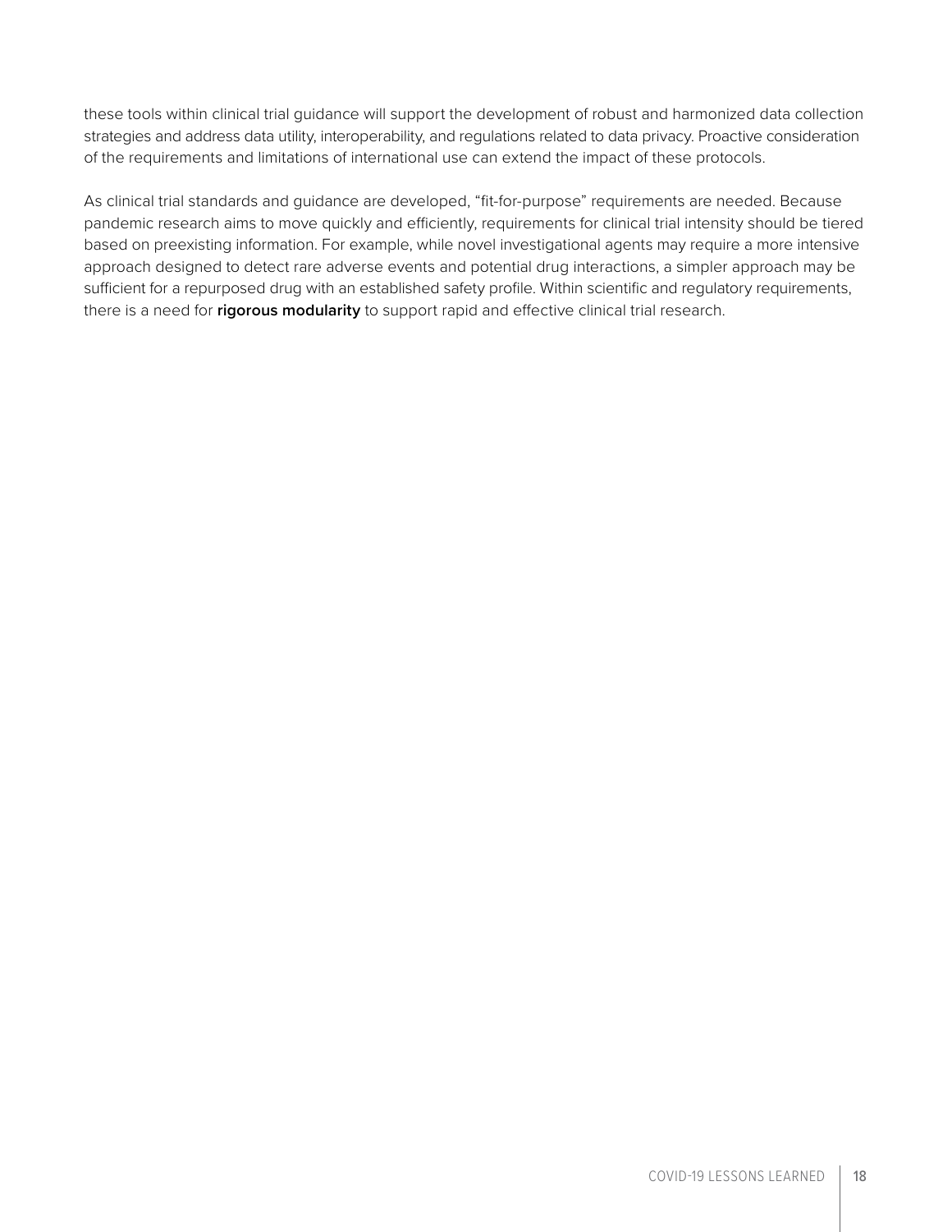these tools within clinical trial guidance will support the development of robust and harmonized data collection strategies and address data utility, interoperability, and regulations related to data privacy. Proactive consideration of the requirements and limitations of international use can extend the impact of these protocols.

As clinical trial standards and guidance are developed, "fit-for-purpose" requirements are needed. Because pandemic research aims to move quickly and efficiently, requirements for clinical trial intensity should be tiered based on preexisting information. For example, while novel investigational agents may require a more intensive approach designed to detect rare adverse events and potential drug interactions, a simpler approach may be sufficient for a repurposed drug with an established safety profile. Within scientific and regulatory requirements, there is a need for **rigorous modularity** to support rapid and effective clinical trial research.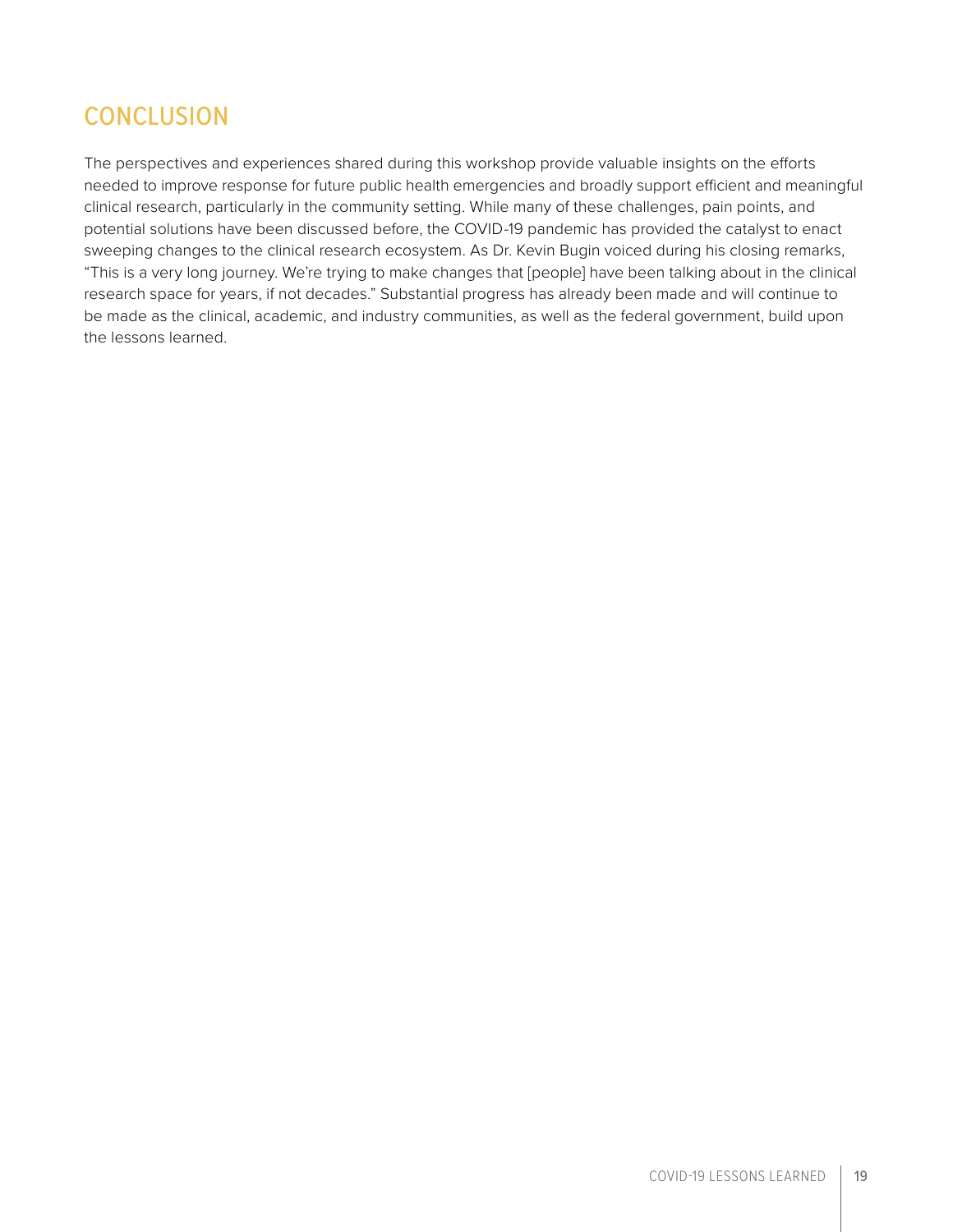## CONCLUSION

The perspectives and experiences shared during this workshop provide valuable insights on the efforts needed to improve response for future public health emergencies and broadly support efficient and meaningful clinical research, particularly in the community setting. While many of these challenges, pain points, and potential solutions have been discussed before, the COVID-19 pandemic has provided the catalyst to enact sweeping changes to the clinical research ecosystem. As Dr. Kevin Bugin voiced during his closing remarks, "This is a very long journey. We're trying to make changes that [people] have been talking about in the clinical research space for years, if not decades." Substantial progress has already been made and will continue to be made as the clinical, academic, and industry communities, as well as the federal government, build upon the lessons learned.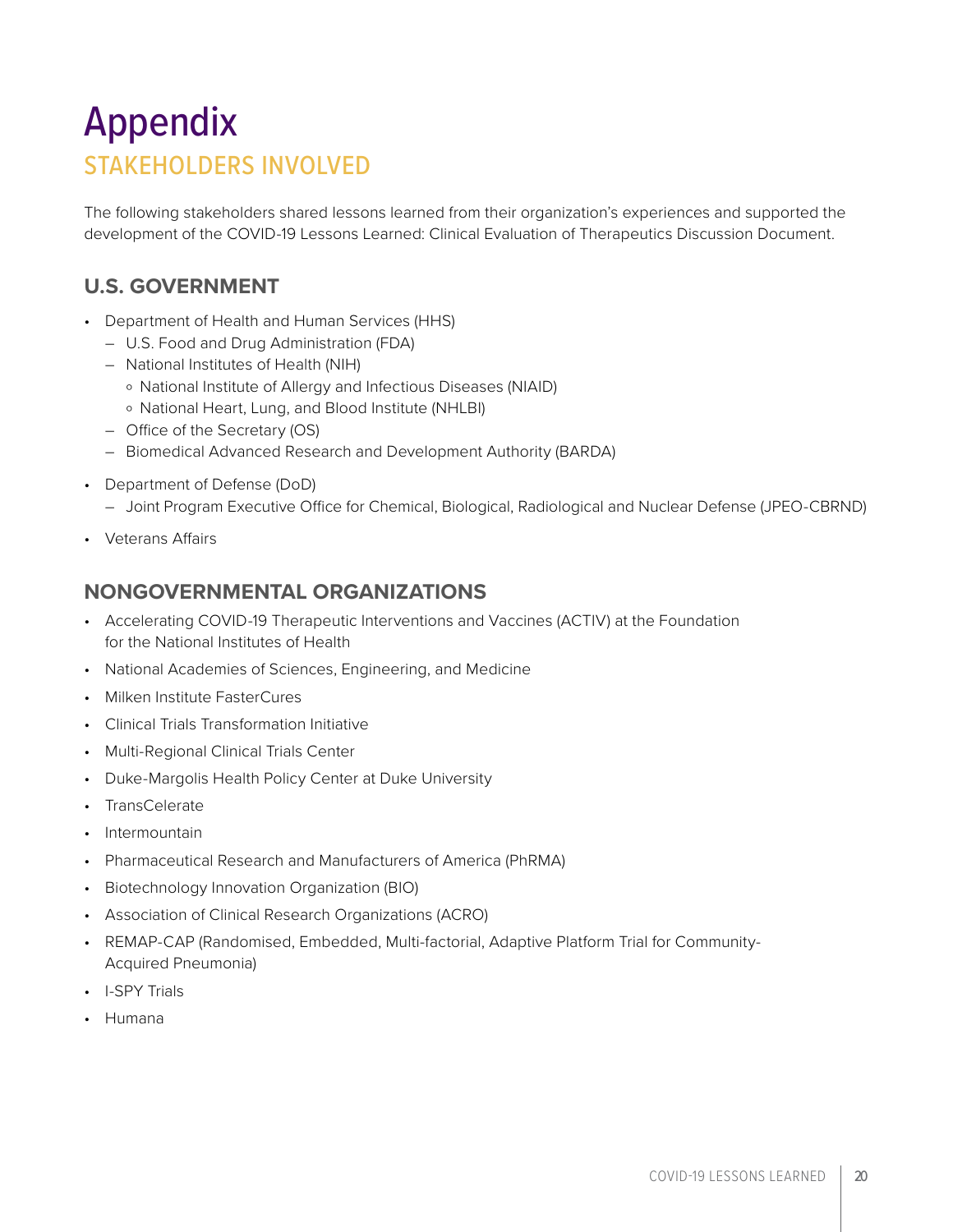# Appendix

## STAKEHOLDERS INVOLVED

The following stakeholders shared lessons learned from their organization's experiences and supported the development of the COVID-19 Lessons Learned: Clinical Evaluation of Therapeutics Discussion Document.

### U.S. GOVERNMENT

- Department of Health and Human Services (HHS)
  - U.S. Food and Drug Administration (FDA)
  - National Institutes of Health (NIH)
    - National Institute of Allergy and Infectious Diseases (NIAID)
    - National Heart, Lung, and Blood Institute (NHLBI)
  - Office of the Secretary (OS)
  - Biomedical Advanced Research and Development Authority (BARDA)
- Department of Defense (DoD)
  - Joint Program Executive Office for Chemical, Biological, Radiological and Nuclear Defense (JPEO-CBRND)
- Veterans Affairs

### NONGOVERNMENTAL ORGANIZATIONS

- Accelerating COVID-19 Therapeutic Interventions and Vaccines (ACTIV) at the Foundation for the National Institutes of Health
- National Academies of Sciences, Engineering, and Medicine
- Milken Institute FasterCures
- Clinical Trials Transformation Initiative
- Multi-Regional Clinical Trials Center
- Duke-Margolis Health Policy Center at Duke University
- TransCelerate
- Intermountain
- Pharmaceutical Research and Manufacturers of America (PhRMA)
- Biotechnology Innovation Organization (BIO)
- Association of Clinical Research Organizations (ACRO)
- REMAP-CAP (Randomised, Embedded, Multi-factorial, Adaptive Platform Trial for Community-Acquired Pneumonia)
- I-SPY Trials
- Humana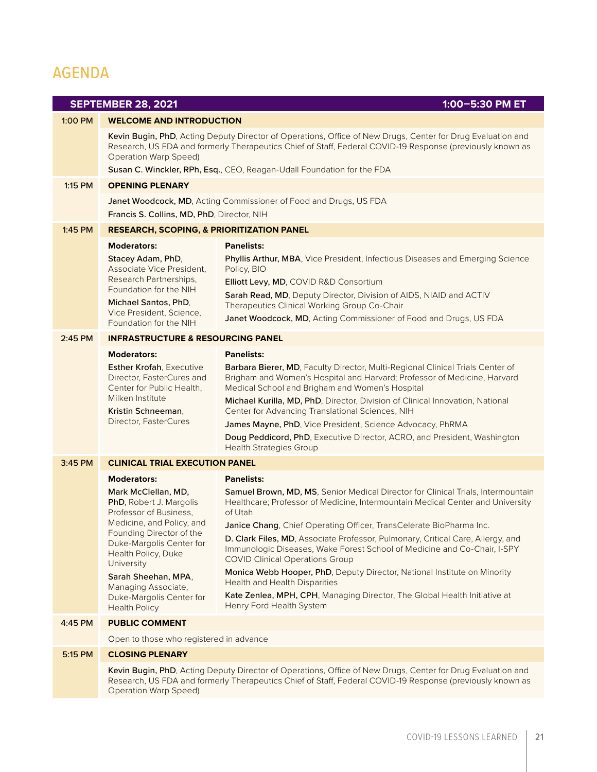## AGENDA

| SEPTEMBER 28, 2021 | | 1:00–5:30 PM ET |
|---|---|---|
| 1:00 PM | **WELCOME AND INTRODUCTION** | |
| | **Kevin Bugin, PhD**, Acting Deputy Director of Operations, Office of New Drugs, Center for Drug Evaluation and Research, US FDA and formerly Therapeutics Chief of Staff, Federal COVID-19 Response (previously known as Operation Warp Speed)<br>**Susan C. Winckler, RPh, Esq.**, CEO, Reagan-Udall Foundation for the FDA | |
| 1:15 PM | **OPENING PLENARY** | |
| | **Janet Woodcock, MD**, Acting Commissioner of Food and Drugs, US FDA<br>**Francis S. Collins, MD, PhD**, Director, NIH | |
| 1:45 PM | **RESEARCH, SCOPING, & PRIORITIZATION PANEL** | |
| | **Moderators:**<br>**Stacey Adam, PhD**, Associate Vice President, Research Partnerships, Foundation for the NIH<br>**Michael Santos, PhD**, Vice President, Science, Foundation for the NIH | **Panelists:**<br>**Phyllis Arthur, MBA**, Vice President, Infectious Diseases and Emerging Science Policy, BIO<br>**Elliott Levy, MD**, COVID R&D Consortium<br>**Sarah Read, MD**, Deputy Director, Division of AIDS, NIAID and ACTIV Therapeutics Clinical Working Group Co-Chair<br>**Janet Woodcock, MD**, Acting Commissioner of Food and Drugs, US FDA |
| 2:45 PM | **INFRASTRUCTURE & RESOURCING PANEL** | |
| | **Moderators:**<br>**Esther Krofah**, Executive Director, FasterCures and Center for Public Health, Milken Institute<br>**Kristin Schneeman**, Director, FasterCures | **Panelists:**<br>**Barbara Bierer, MD**, Faculty Director, Multi-Regional Clinical Trials Center of Brigham and Women's Hospital and Harvard; Professor of Medicine, Harvard Medical School and Brigham and Women's Hospital<br>**Michael Kurilla, MD, PhD**, Director, Division of Clinical Innovation, National Center for Advancing Translational Sciences, NIH<br>**James Mayne, PhD**, Vice President, Science Advocacy, PhRMA<br>**Doug Peddicord, PhD**, Executive Director, ACRO, and President, Washington Health Strategies Group |
| 3:45 PM | **CLINICAL TRIAL EXECUTION PANEL** | |
| | **Moderators:**<br>**Mark McClellan, MD, PhD**, Robert J. Margolis Professor of Business, Medicine, and Policy, and Founding Director of the Duke-Margolis Center for Health Policy, Duke University<br>**Sarah Sheehan, MPA**, Managing Associate, Duke-Margolis Center for Health Policy | **Panelists:**<br>**Samuel Brown, MD, MS**, Senior Medical Director for Clinical Trials, Intermountain Healthcare; Professor of Medicine, Intermountain Medical Center and University of Utah<br>**Janice Chang**, Chief Operating Officer, TransCelerate BioPharma Inc.<br>**D. Clark Files, MD**, Associate Professor, Pulmonary, Critical Care, Allergy, and Immunologic Diseases, Wake Forest School of Medicine and Co-Chair, I-SPY COVID Clinical Operations Group<br>**Monica Webb Hooper, PhD**, Deputy Director, National Institute on Minority Health and Health Disparities<br>**Kate Zenlea, MPH, CPH**, Managing Director, The Global Health Initiative at Henry Ford Health System |
| 4:45 PM | **PUBLIC COMMENT** | |
| | Open to those who registered in advance | |
| 5:15 PM | **CLOSING PLENARY** | |
| | **Kevin Bugin, PhD**, Acting Deputy Director of Operations, Office of New Drugs, Center for Drug Evaluation and Research, US FDA and formerly Therapeutics Chief of Staff, Federal COVID-19 Response (previously known as Operation Warp Speed) | |